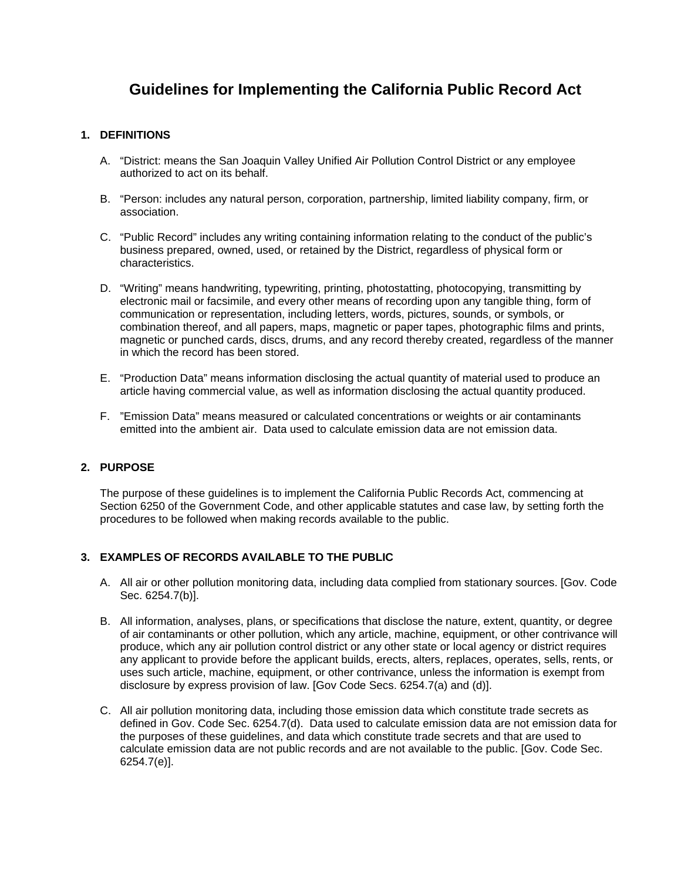# Guidelines for Implementing the California Public Record Act

## 1. DEFINITIONS

A. "District: means the San Joaquin Valley Unified Air Pollution Control District or any employee authorized to act on its behalf.

B. "Person: includes any natural person, corporation, partnership, limited liability company, firm, or association.

C. "Public Record" includes any writing containing information relating to the conduct of the public's business prepared, owned, used, or retained by the District, regardless of physical form or characteristics.

D. "Writing" means handwriting, typewriting, printing, photostatting, photocopying, transmitting by electronic mail or facsimile, and every other means of recording upon any tangible thing, form of communication or representation, including letters, words, pictures, sounds, or symbols, or combination thereof, and all papers, maps, magnetic or paper tapes, photographic films and prints, magnetic or punched cards, discs, drums, and any record thereby created, regardless of the manner in which the record has been stored.

E. "Production Data" means information disclosing the actual quantity of material used to produce an article having commercial value, as well as information disclosing the actual quantity produced.

F. "Emission Data" means measured or calculated concentrations or weights or air contaminants emitted into the ambient air. Data used to calculate emission data are not emission data.

## 2. PURPOSE

The purpose of these guidelines is to implement the California Public Records Act, commencing at Section 6250 of the Government Code, and other applicable statutes and case law, by setting forth the procedures to be followed when making records available to the public.

## 3. EXAMPLES OF RECORDS AVAILABLE TO THE PUBLIC

A. All air or other pollution monitoring data, including data complied from stationary sources. [Gov. Code Sec. 6254.7(b)].

B. All information, analyses, plans, or specifications that disclose the nature, extent, quantity, or degree of air contaminants or other pollution, which any article, machine, equipment, or other contrivance will produce, which any air pollution control district or any other state or local agency or district requires any applicant to provide before the applicant builds, erects, alters, replaces, operates, sells, rents, or uses such article, machine, equipment, or other contrivance, unless the information is exempt from disclosure by express provision of law. [Gov Code Secs. 6254.7(a) and (d)].

C. All air pollution monitoring data, including those emission data which constitute trade secrets as defined in Gov. Code Sec. 6254.7(d). Data used to calculate emission data are not emission data for the purposes of these guidelines, and data which constitute trade secrets and that are used to calculate emission data are not public records and are not available to the public. [Gov. Code Sec. 6254.7(e)].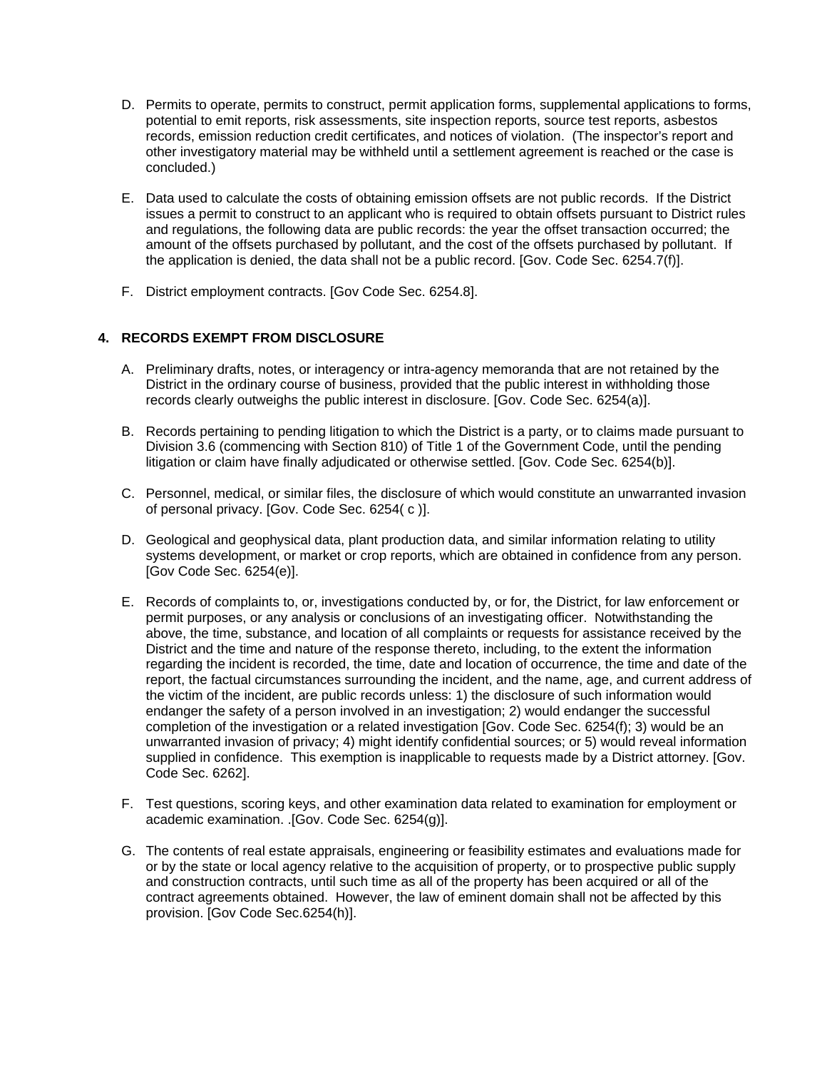D. Permits to operate, permits to construct, permit application forms, supplemental applications to forms, potential to emit reports, risk assessments, site inspection reports, source test reports, asbestos records, emission reduction credit certificates, and notices of violation. (The inspector's report and other investigatory material may be withheld until a settlement agreement is reached or the case is concluded.)

E. Data used to calculate the costs of obtaining emission offsets are not public records. If the District issues a permit to construct to an applicant who is required to obtain offsets pursuant to District rules and regulations, the following data are public records: the year the offset transaction occurred; the amount of the offsets purchased by pollutant, and the cost of the offsets purchased by pollutant. If the application is denied, the data shall not be a public record. [Gov. Code Sec. 6254.7(f)].

F. District employment contracts. [Gov Code Sec. 6254.8].

## 4. RECORDS EXEMPT FROM DISCLOSURE

A. Preliminary drafts, notes, or interagency or intra-agency memoranda that are not retained by the District in the ordinary course of business, provided that the public interest in withholding those records clearly outweighs the public interest in disclosure. [Gov. Code Sec. 6254(a)].

B. Records pertaining to pending litigation to which the District is a party, or to claims made pursuant to Division 3.6 (commencing with Section 810) of Title 1 of the Government Code, until the pending litigation or claim have finally adjudicated or otherwise settled. [Gov. Code Sec. 6254(b)].

C. Personnel, medical, or similar files, the disclosure of which would constitute an unwarranted invasion of personal privacy. [Gov. Code Sec. 6254( c )].

D. Geological and geophysical data, plant production data, and similar information relating to utility systems development, or market or crop reports, which are obtained in confidence from any person. [Gov Code Sec. 6254(e)].

E. Records of complaints to, or, investigations conducted by, or for, the District, for law enforcement or permit purposes, or any analysis or conclusions of an investigating officer. Notwithstanding the above, the time, substance, and location of all complaints or requests for assistance received by the District and the time and nature of the response thereto, including, to the extent the information regarding the incident is recorded, the time, date and location of occurrence, the time and date of the report, the factual circumstances surrounding the incident, and the name, age, and current address of the victim of the incident, are public records unless: 1) the disclosure of such information would endanger the safety of a person involved in an investigation; 2) would endanger the successful completion of the investigation or a related investigation [Gov. Code Sec. 6254(f); 3) would be an unwarranted invasion of privacy; 4) might identify confidential sources; or 5) would reveal information supplied in confidence. This exemption is inapplicable to requests made by a District attorney. [Gov. Code Sec. 6262].

F. Test questions, scoring keys, and other examination data related to examination for employment or academic examination. .[Gov. Code Sec. 6254(g)].

G. The contents of real estate appraisals, engineering or feasibility estimates and evaluations made for or by the state or local agency relative to the acquisition of property, or to prospective public supply and construction contracts, until such time as all of the property has been acquired or all of the contract agreements obtained. However, the law of eminent domain shall not be affected by this provision. [Gov Code Sec.6254(h)].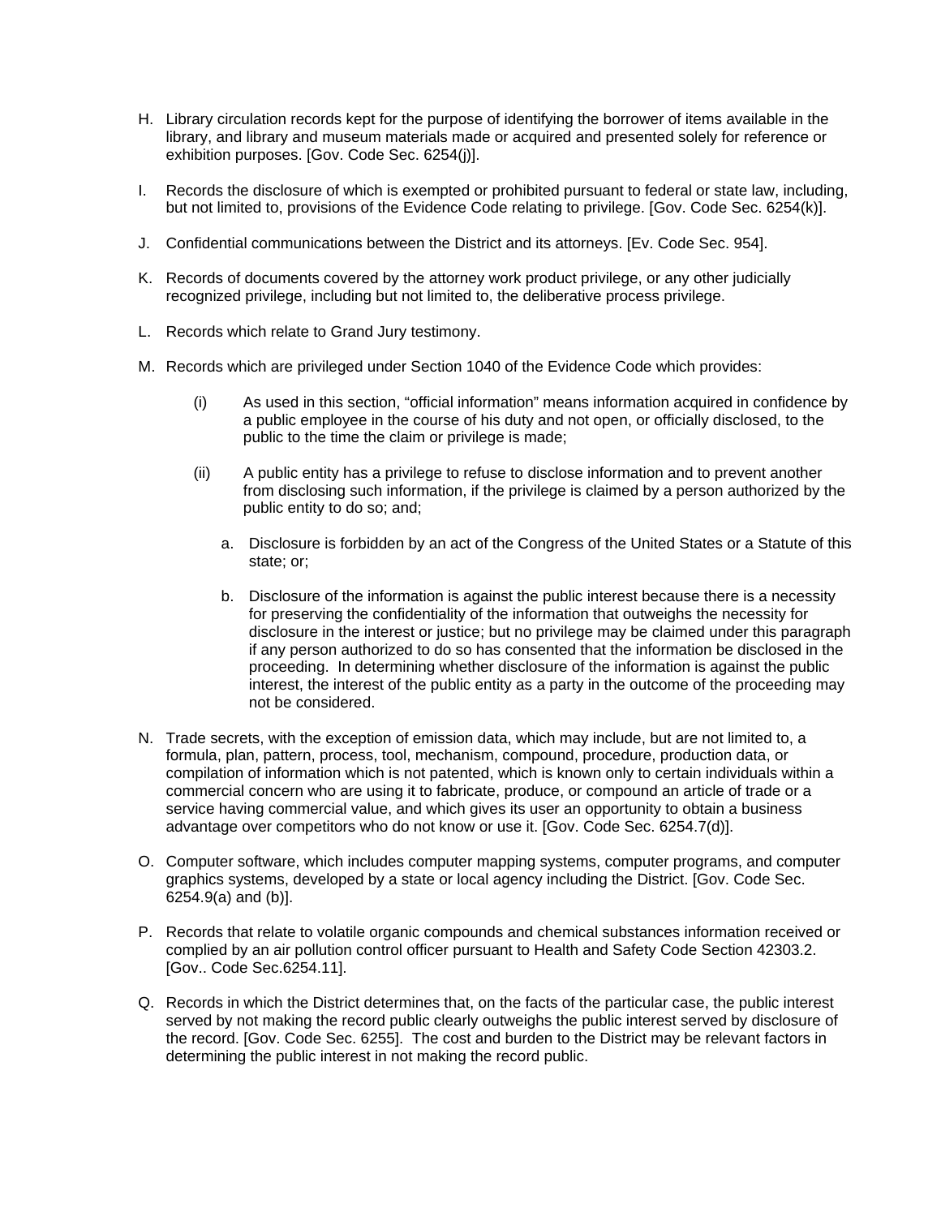H. Library circulation records kept for the purpose of identifying the borrower of items available in the library, and library and museum materials made or acquired and presented solely for reference or exhibition purposes. [Gov. Code Sec. 6254(j)].

I. Records the disclosure of which is exempted or prohibited pursuant to federal or state law, including, but not limited to, provisions of the Evidence Code relating to privilege. [Gov. Code Sec. 6254(k)].

J. Confidential communications between the District and its attorneys. [Ev. Code Sec. 954].

K. Records of documents covered by the attorney work product privilege, or any other judicially recognized privilege, including but not limited to, the deliberative process privilege.

L. Records which relate to Grand Jury testimony.

M. Records which are privileged under Section 1040 of the Evidence Code which provides:

   (i) As used in this section, “official information” means information acquired in confidence by a public employee in the course of his duty and not open, or officially disclosed, to the public to the time the claim or privilege is made;

   (ii) A public entity has a privilege to refuse to disclose information and to prevent another from disclosing such information, if the privilege is claimed by a person authorized by the public entity to do so; and;

      a. Disclosure is forbidden by an act of the Congress of the United States or a Statute of this state; or;

      b. Disclosure of the information is against the public interest because there is a necessity for preserving the confidentiality of the information that outweighs the necessity for disclosure in the interest or justice; but no privilege may be claimed under this paragraph if any person authorized to do so has consented that the information be disclosed in the proceeding. In determining whether disclosure of the information is against the public interest, the interest of the public entity as a party in the outcome of the proceeding may not be considered.

N. Trade secrets, with the exception of emission data, which may include, but are not limited to, a formula, plan, pattern, process, tool, mechanism, compound, procedure, production data, or compilation of information which is not patented, which is known only to certain individuals within a commercial concern who are using it to fabricate, produce, or compound an article of trade or a service having commercial value, and which gives its user an opportunity to obtain a business advantage over competitors who do not know or use it. [Gov. Code Sec. 6254.7(d)].

O. Computer software, which includes computer mapping systems, computer programs, and computer graphics systems, developed by a state or local agency including the District. [Gov. Code Sec. 6254.9(a) and (b)].

P. Records that relate to volatile organic compounds and chemical substances information received or complied by an air pollution control officer pursuant to Health and Safety Code Section 42303.2. [Gov.. Code Sec.6254.11].

Q. Records in which the District determines that, on the facts of the particular case, the public interest served by not making the record public clearly outweighs the public interest served by disclosure of the record. [Gov. Code Sec. 6255]. The cost and burden to the District may be relevant factors in determining the public interest in not making the record public.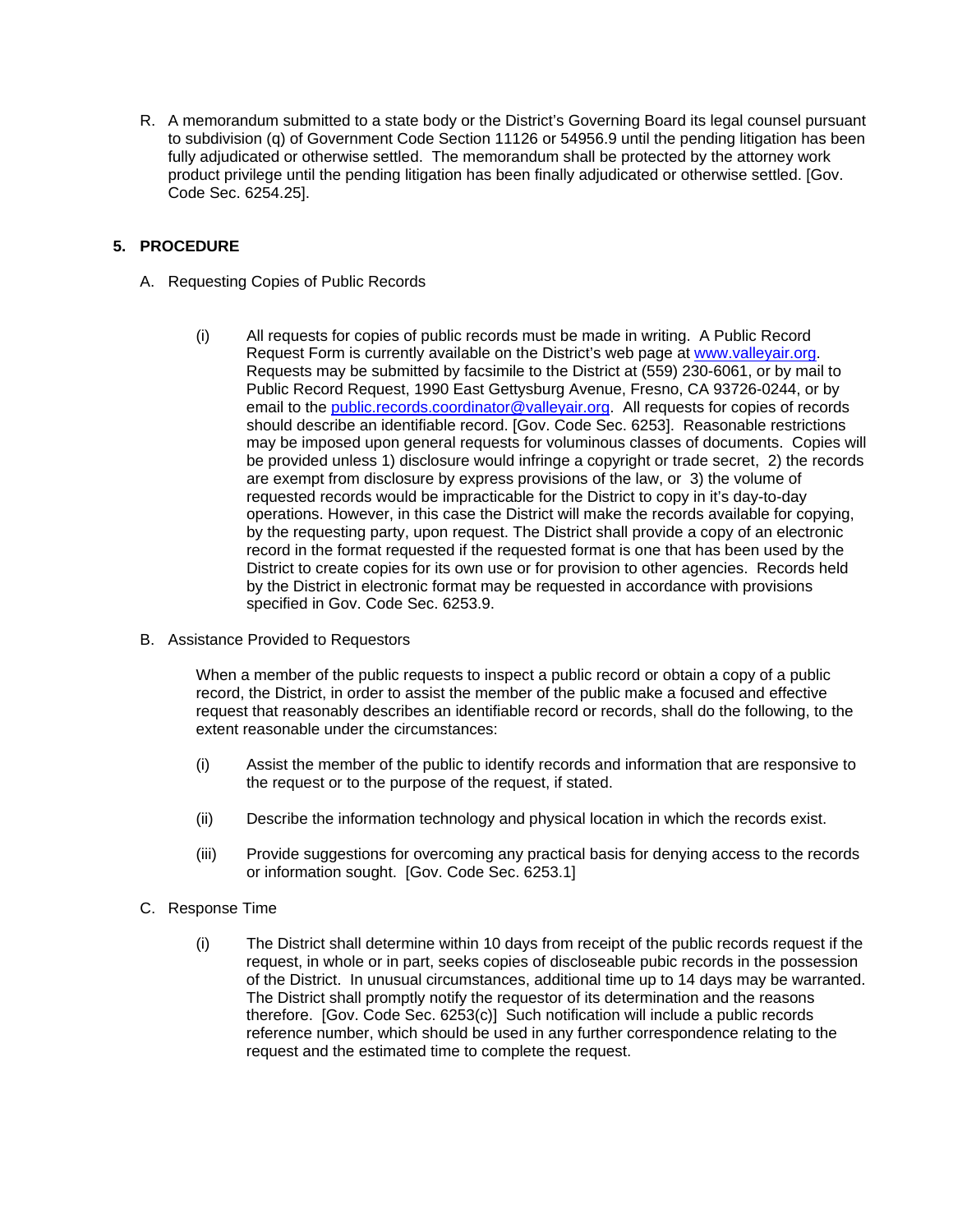R. A memorandum submitted to a state body or the District's Governing Board its legal counsel pursuant to subdivision (q) of Government Code Section 11126 or 54956.9 until the pending litigation has been fully adjudicated or otherwise settled. The memorandum shall be protected by the attorney work product privilege until the pending litigation has been finally adjudicated or otherwise settled. [Gov. Code Sec. 6254.25].

## 5. PROCEDURE

A. Requesting Copies of Public Records

(i) All requests for copies of public records must be made in writing. A Public Record Request Form is currently available on the District's web page at www.valleyair.org. Requests may be submitted by facsimile to the District at (559) 230-6061, or by mail to Public Record Request, 1990 East Gettysburg Avenue, Fresno, CA 93726-0244, or by email to the public.records.coordinator@valleyair.org. All requests for copies of records should describe an identifiable record. [Gov. Code Sec. 6253]. Reasonable restrictions may be imposed upon general requests for voluminous classes of documents. Copies will be provided unless 1) disclosure would infringe a copyright or trade secret, 2) the records are exempt from disclosure by express provisions of the law, or 3) the volume of requested records would be impracticable for the District to copy in it's day-to-day operations. However, in this case the District will make the records available for copying, by the requesting party, upon request. The District shall provide a copy of an electronic record in the format requested if the requested format is one that has been used by the District to create copies for its own use or for provision to other agencies. Records held by the District in electronic format may be requested in accordance with provisions specified in Gov. Code Sec. 6253.9.

B. Assistance Provided to Requestors

When a member of the public requests to inspect a public record or obtain a copy of a public record, the District, in order to assist the member of the public make a focused and effective request that reasonably describes an identifiable record or records, shall do the following, to the extent reasonable under the circumstances:

(i) Assist the member of the public to identify records and information that are responsive to the request or to the purpose of the request, if stated.

(ii) Describe the information technology and physical location in which the records exist.

(iii) Provide suggestions for overcoming any practical basis for denying access to the records or information sought. [Gov. Code Sec. 6253.1]

C. Response Time

(i) The District shall determine within 10 days from receipt of the public records request if the request, in whole or in part, seeks copies of discloseable pubic records in the possession of the District. In unusual circumstances, additional time up to 14 days may be warranted. The District shall promptly notify the requestor of its determination and the reasons therefore. [Gov. Code Sec. 6253(c)] Such notification will include a public records reference number, which should be used in any further correspondence relating to the request and the estimated time to complete the request.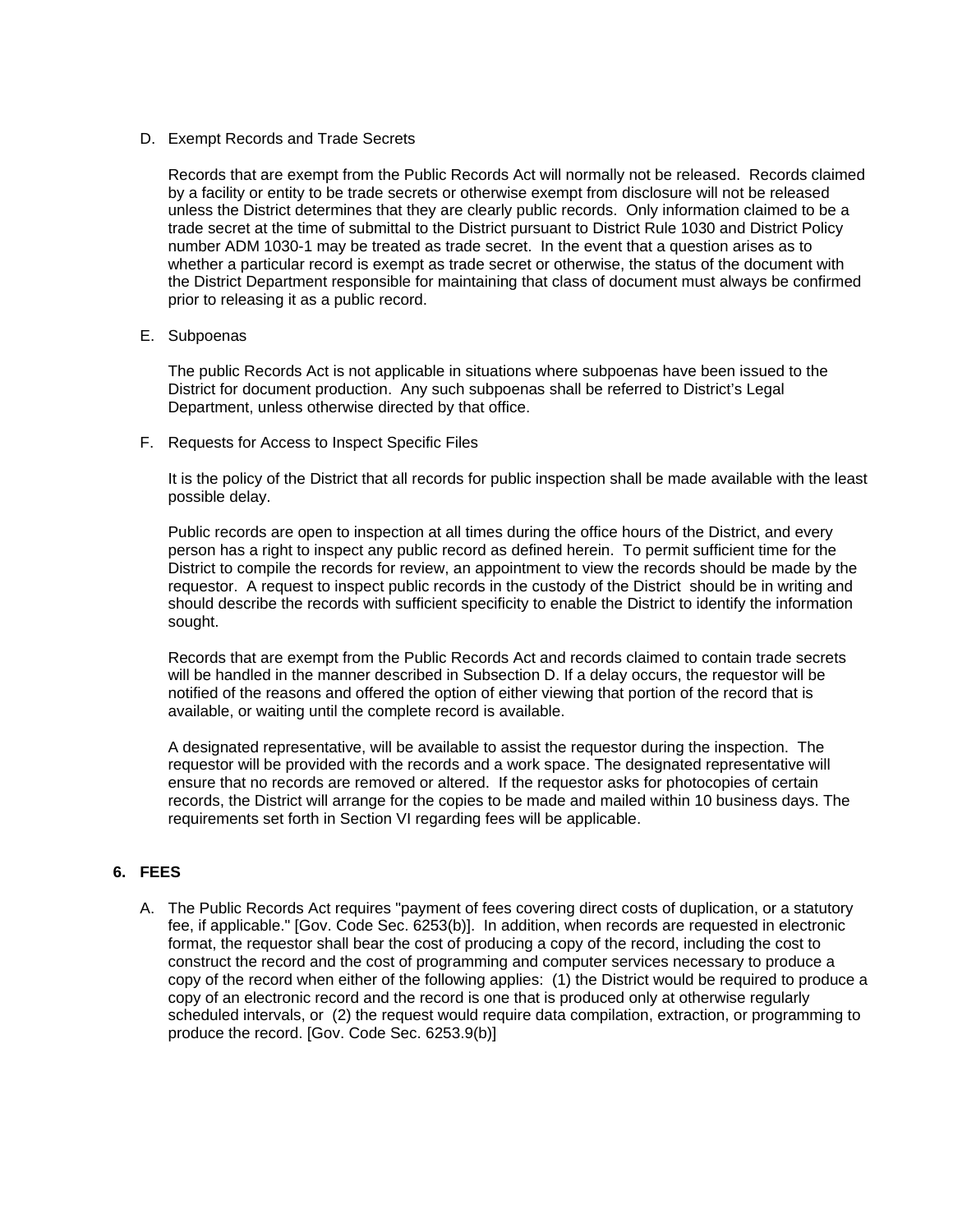D. Exempt Records and Trade Secrets

Records that are exempt from the Public Records Act will normally not be released. Records claimed by a facility or entity to be trade secrets or otherwise exempt from disclosure will not be released unless the District determines that they are clearly public records. Only information claimed to be a trade secret at the time of submittal to the District pursuant to District Rule 1030 and District Policy number ADM 1030-1 may be treated as trade secret. In the event that a question arises as to whether a particular record is exempt as trade secret or otherwise, the status of the document with the District Department responsible for maintaining that class of document must always be confirmed prior to releasing it as a public record.

E. Subpoenas

The public Records Act is not applicable in situations where subpoenas have been issued to the District for document production. Any such subpoenas shall be referred to District's Legal Department, unless otherwise directed by that office.

F. Requests for Access to Inspect Specific Files

It is the policy of the District that all records for public inspection shall be made available with the least possible delay.

Public records are open to inspection at all times during the office hours of the District, and every person has a right to inspect any public record as defined herein. To permit sufficient time for the District to compile the records for review, an appointment to view the records should be made by the requestor. A request to inspect public records in the custody of the District should be in writing and should describe the records with sufficient specificity to enable the District to identify the information sought.

Records that are exempt from the Public Records Act and records claimed to contain trade secrets will be handled in the manner described in Subsection D. If a delay occurs, the requestor will be notified of the reasons and offered the option of either viewing that portion of the record that is available, or waiting until the complete record is available.

A designated representative, will be available to assist the requestor during the inspection. The requestor will be provided with the records and a work space. The designated representative will ensure that no records are removed or altered. If the requestor asks for photocopies of certain records, the District will arrange for the copies to be made and mailed within 10 business days. The requirements set forth in Section VI regarding fees will be applicable.

## 6. FEES

A. The Public Records Act requires "payment of fees covering direct costs of duplication, or a statutory fee, if applicable." [Gov. Code Sec. 6253(b)]. In addition, when records are requested in electronic format, the requestor shall bear the cost of producing a copy of the record, including the cost to construct the record and the cost of programming and computer services necessary to produce a copy of the record when either of the following applies: (1) the District would be required to produce a copy of an electronic record and the record is one that is produced only at otherwise regularly scheduled intervals, or (2) the request would require data compilation, extraction, or programming to produce the record. [Gov. Code Sec. 6253.9(b)]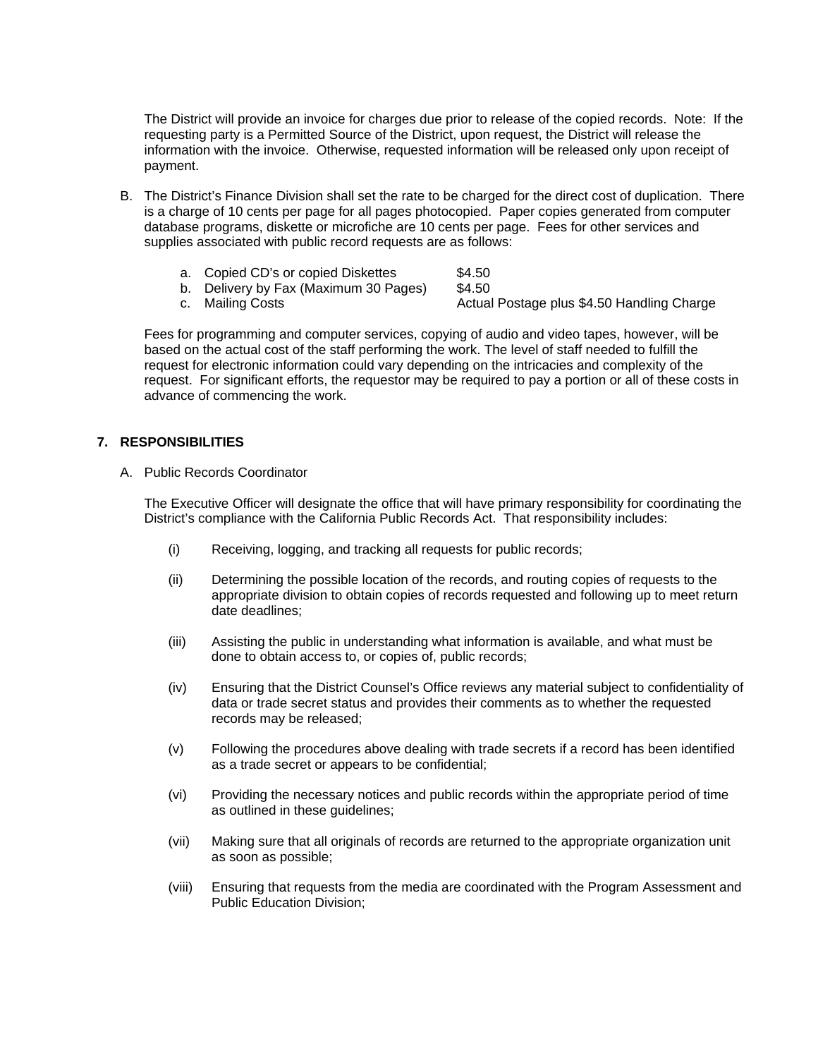The District will provide an invoice for charges due prior to release of the copied records. Note: If the requesting party is a Permitted Source of the District, upon request, the District will release the information with the invoice. Otherwise, requested information will be released only upon receipt of payment.

B. The District's Finance Division shall set the rate to be charged for the direct cost of duplication. There is a charge of 10 cents per page for all pages photocopied. Paper copies generated from computer database programs, diskette or microfiche are 10 cents per page. Fees for other services and supplies associated with public record requests are as follows:

| | |
|---|---|
| a. Copied CD's or copied Diskettes | $4.50 |
| b. Delivery by Fax (Maximum 30 Pages) | $4.50 |
| c. Mailing Costs | Actual Postage plus $4.50 Handling Charge |

Fees for programming and computer services, copying of audio and video tapes, however, will be based on the actual cost of the staff performing the work. The level of staff needed to fulfill the request for electronic information could vary depending on the intricacies and complexity of the request. For significant efforts, the requestor may be required to pay a portion or all of these costs in advance of commencing the work.

## 7. RESPONSIBILITIES

A. Public Records Coordinator

The Executive Officer will designate the office that will have primary responsibility for coordinating the District's compliance with the California Public Records Act. That responsibility includes:

(i) Receiving, logging, and tracking all requests for public records;

(ii) Determining the possible location of the records, and routing copies of requests to the appropriate division to obtain copies of records requested and following up to meet return date deadlines;

(iii) Assisting the public in understanding what information is available, and what must be done to obtain access to, or copies of, public records;

(iv) Ensuring that the District Counsel's Office reviews any material subject to confidentiality of data or trade secret status and provides their comments as to whether the requested records may be released;

(v) Following the procedures above dealing with trade secrets if a record has been identified as a trade secret or appears to be confidential;

(vi) Providing the necessary notices and public records within the appropriate period of time as outlined in these guidelines;

(vii) Making sure that all originals of records are returned to the appropriate organization unit as soon as possible;

(viii) Ensuring that requests from the media are coordinated with the Program Assessment and Public Education Division;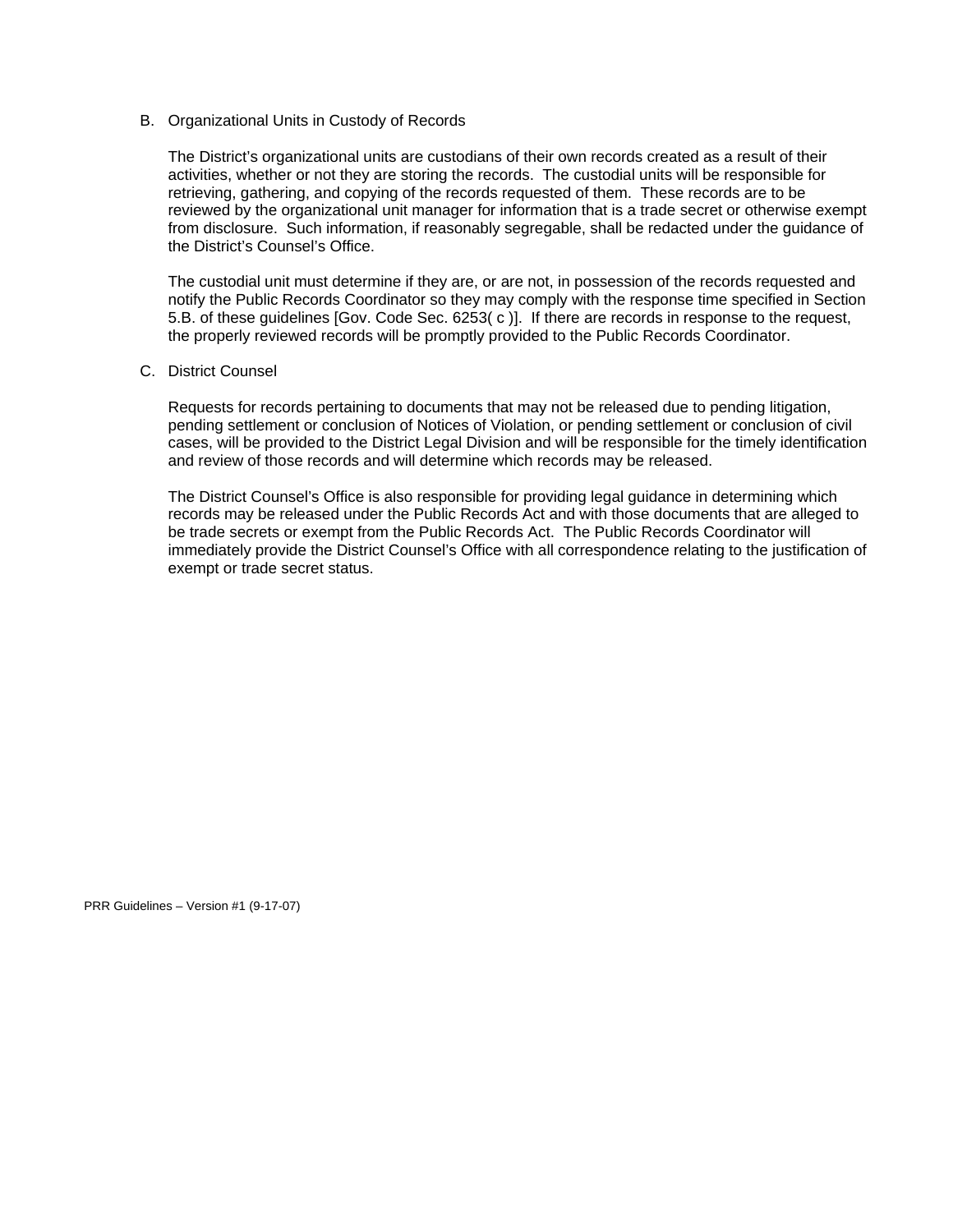B. Organizational Units in Custody of Records

The District's organizational units are custodians of their own records created as a result of their activities, whether or not they are storing the records. The custodial units will be responsible for retrieving, gathering, and copying of the records requested of them. These records are to be reviewed by the organizational unit manager for information that is a trade secret or otherwise exempt from disclosure. Such information, if reasonably segregable, shall be redacted under the guidance of the District's Counsel's Office.

The custodial unit must determine if they are, or are not, in possession of the records requested and notify the Public Records Coordinator so they may comply with the response time specified in Section 5.B. of these guidelines [Gov. Code Sec. 6253( c )]. If there are records in response to the request, the properly reviewed records will be promptly provided to the Public Records Coordinator.

C. District Counsel

Requests for records pertaining to documents that may not be released due to pending litigation, pending settlement or conclusion of Notices of Violation, or pending settlement or conclusion of civil cases, will be provided to the District Legal Division and will be responsible for the timely identification and review of those records and will determine which records may be released.

The District Counsel's Office is also responsible for providing legal guidance in determining which records may be released under the Public Records Act and with those documents that are alleged to be trade secrets or exempt from the Public Records Act. The Public Records Coordinator will immediately provide the District Counsel's Office with all correspondence relating to the justification of exempt or trade secret status.